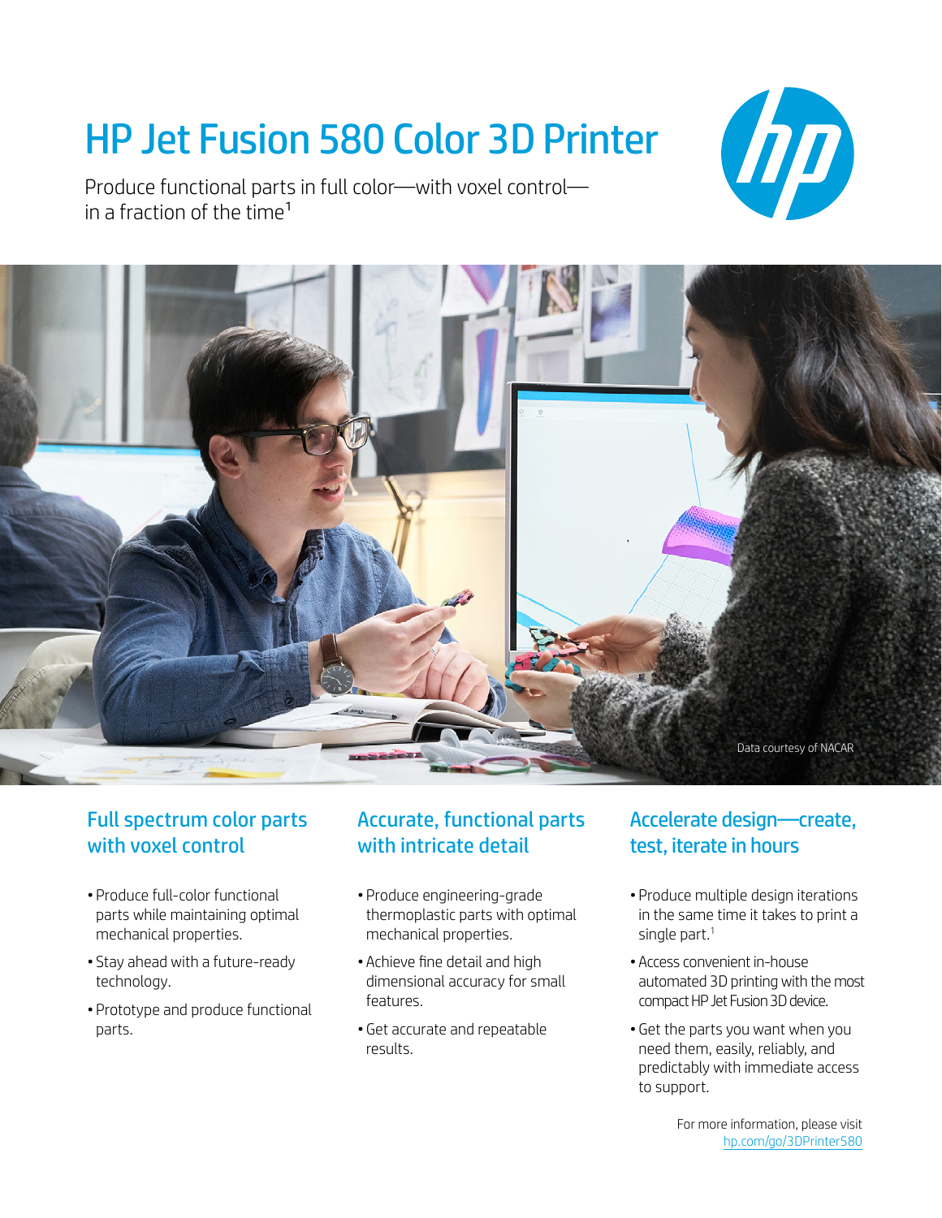# HP Jet Fusion 580 Color 3D Printer

Produce functional parts in full color—with voxel control—in a fraction of the time[1]

Data courtesy of NACAR

## Full spectrum color parts with voxel control

- Produce full-color functional parts while maintaining optimal mechanical properties.
- Stay ahead with a future-ready technology.
- Prototype and produce functional parts.

## Accurate, functional parts with intricate detail

- Produce engineering-grade thermoplastic parts with optimal mechanical properties.
- Achieve fine detail and high dimensional accuracy for small features.
- Get accurate and repeatable results.

## Accelerate design—create, test, iterate in hours

- Produce multiple design iterations in the same time it takes to print a single part.[1]
- Access convenient in-house automated 3D printing with the most compact HP Jet Fusion 3D device.
- Get the parts you want when you need them, easily, reliably, and predictably with immediate access to support.

For more information, please visit hp.com/go/3DPrinter580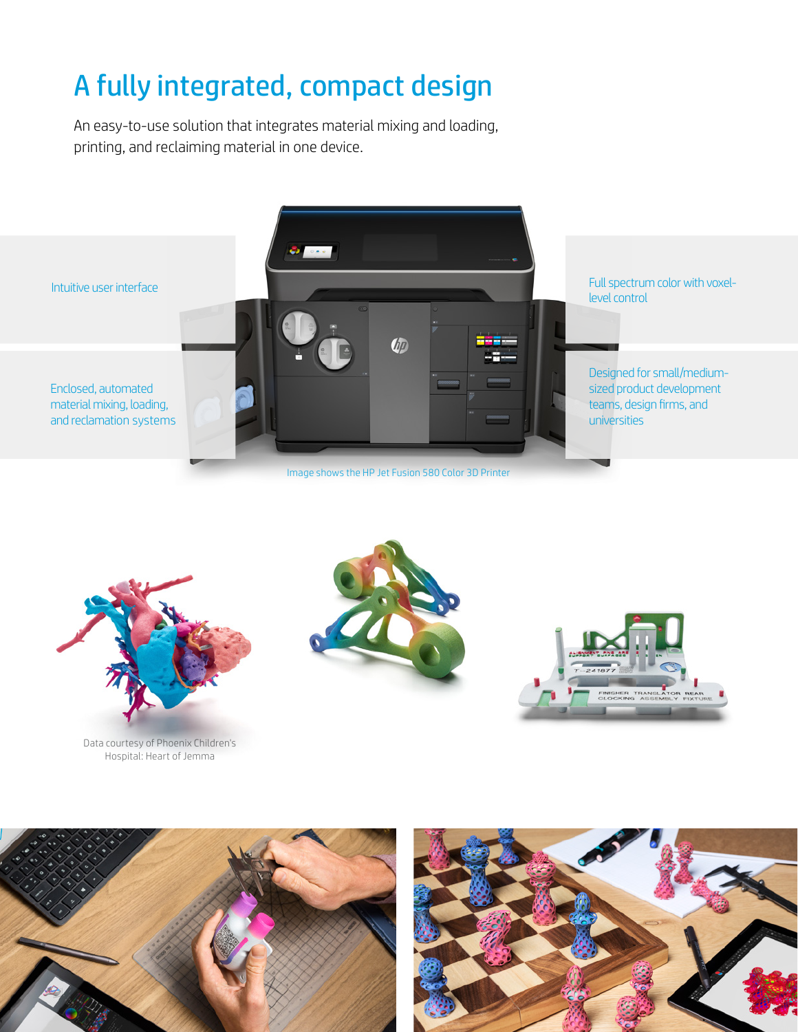# A fully integrated, compact design

An easy-to-use solution that integrates material mixing and loading, printing, and reclaiming material in one device.

Intuitive user interface

Enclosed, automated material mixing, loading, and reclamation systems

Full spectrum color with voxel-level control

Designed for small/medium-sized product development teams, design firms, and universities

Image shows the HP Jet Fusion 580 Color 3D Printer

Data courtesy of Phoenix Children's Hospital: Heart of Jemma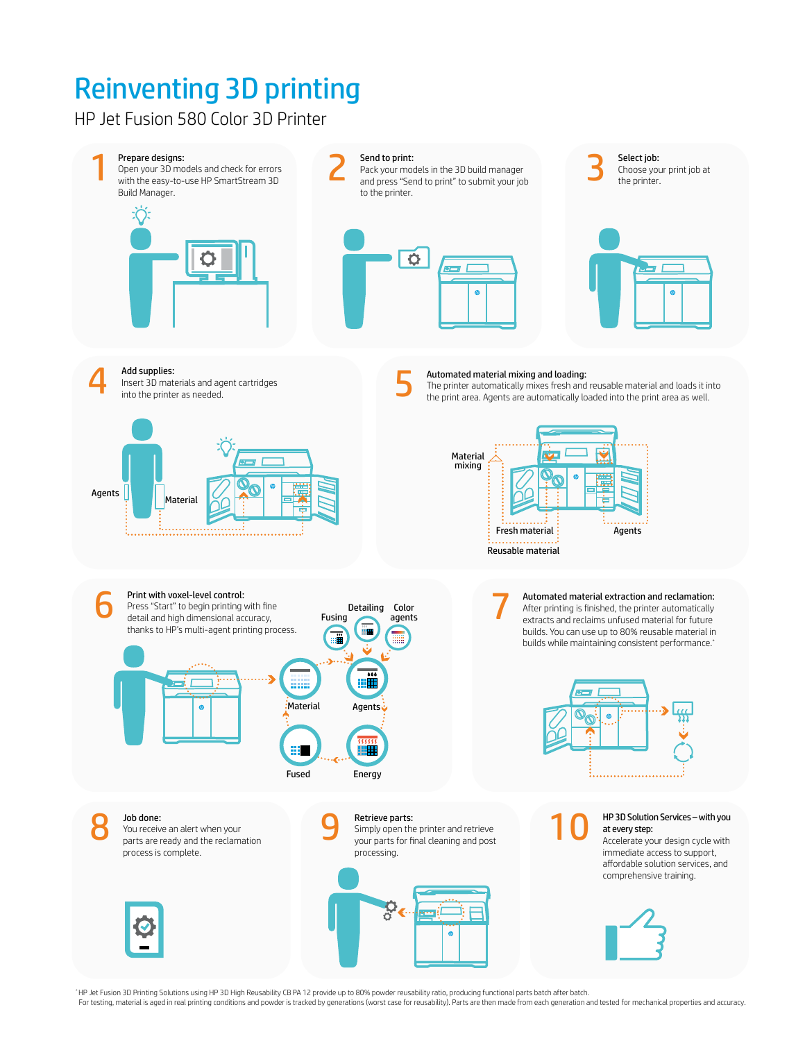# Reinventing 3D printing

## HP Jet Fusion 580 Color 3D Printer

**1 Prepare designs:**
Open your 3D models and check for errors with the easy-to-use HP SmartStream 3D Build Manager.

**2 Send to print:**
Pack your models in the 3D build manager and press "Send to print" to submit your job to the printer.

**3 Select job:**
Choose your print job at the printer.

**4 Add supplies:**
Insert 3D materials and agent cartridges into the printer as needed.

Agents

Material

**5 Automated material mixing and loading:**
The printer automatically mixes fresh and reusable material and loads it into the print area. Agents are automatically loaded into the print area as well.

Material mixing

Fresh material

Agents

Reusable material

**6 Print with voxel-level control:**
Press "Start" to begin printing with fine detail and high dimensional accuracy, thanks to HP's multi-agent printing process.

Fusing

Detailing

Color agents

Material

Agents

Fused

Energy

**7 Automated material extraction and reclamation:**
After printing is finished, the printer automatically extracts and reclaims unfused material for future builds. You can use up to 80% reusable material in builds while maintaining consistent performance.*

**8 Job done:**
You receive an alert when your parts are ready and the reclamation process is complete.

**9 Retrieve parts:**
Simply open the printer and retrieve your parts for final cleaning and post processing.

**10 HP 3D Solution Services – with you at every step:**
Accelerate your design cycle with immediate access to support, affordable solution services, and comprehensive training.

*HP Jet Fusion 3D Printing Solutions using HP 3D High Reusability CB PA 12 provide up to 80% powder reusability ratio, producing functional parts batch after batch. For testing, material is aged in real printing conditions and powder is tracked by generations (worst case for reusability). Parts are then made from each generation and tested for mechanical properties and accuracy.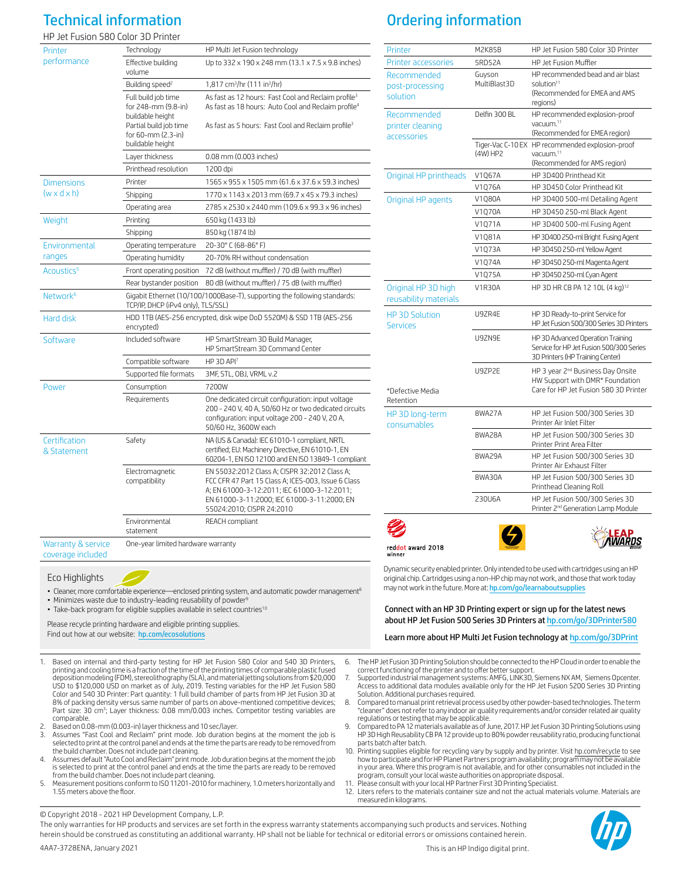# Technical information

HP Jet Fusion 580 Color 3D Printer

| | | |
|---|---|---|
| Printer performance | Technology | HP Multi Jet Fusion technology |
| | Effective building volume | Up to 332 x 190 x 248 mm (13.1 x 7.5 x 9.8 inches) |
| | Building speed[2] | 1,817 cm³/hr (111 in³/hr) |
| | Full build job time for 248-mm (9.8-in) buildable height | As fast as 12 hours: Fast Cool and Reclaim profile[3] As fast as 18 hours: Auto Cool and Reclaim profile[4] |
| | Partial build job time for 60-mm (2.3-in) buildable height | As fast as 5 hours: Fast Cool and Reclaim profile[3] |
| | Layer thickness | 0.08 mm (0.003 inches) |
| | Printhead resolution | 1200 dpi |
| Dimensions (w x d x h) | Printer | 1565 x 955 x 1505 mm (61.6 x 37.6 x 59.3 inches) |
| | Shipping | 1770 x 1143 x 2013 mm (69.7 x 45 x 79.3 inches) |
| | Operating area | 2785 x 2530 x 2440 mm (109.6 x 99.3 x 96 inches) |
| Weight | Printing | 650 kg (1433 lb) |
| | Shipping | 850 kg (1874 lb) |
| Environmental ranges | Operating temperature | 20-30° C (68-86° F) |
| | Operating humidity | 20-70% RH without condensation |
| Acoustics[5] | Front operating position | 72 dB (without muffler) / 70 dB (with muffler) |
| | Rear bystander position | 80 dB (without muffler) / 75 dB (with muffler) |
| Network[6] | Gigabit Ethernet (10/100/1000Base-T), supporting the following standards: TCP/IP, DHCP (iPv4 only), TLS/SSL) | |
| Hard disk | HDD 1TB (AES-256 encrypted, disk wipe DoD 5520M) & SSD 1TB (AES-256 encrypted) | |
| Software | Included software | HP SmartStream 3D Build Manager, HP SmartStream 3D Command Center |
| | Compatible software | HP 3D API[7] |
| | Supported file formats | 3MF, STL, OBJ, VRML v.2 |
| Power | Consumption | 7200W |
| | Requirements | One dedicated circuit configuration: input voltage 200 - 240 V, 40 A, 50/60 Hz or two dedicated circuits configuration: input voltage 200 - 240 V, 20 A, 50/60 Hz, 3600W each |
| Certification & Statement | Safety | NA (US & Canada): IEC 61010-1 compliant, NRTL certified; EU: Machinery Directive, EN 61010-1, EN 60204-1, EN ISO 12100 and EN ISO 13849-1 compliant |
| | Electromagnetic compatibility | EN 55032:2012 Class A; CISPR 32:2012 Class A; FCC CFR 47 Part 15 Class A; ICES-003, Issue 6 Class A; EN 61000-3-12:2011; IEC 61000-3-12:2011; EN 61000-3-11:2000; IEC 61000-3-11:2000; EN 55024:2010; CISPR 24:2010 |
| | Environmental statement | REACH compliant |
| Warranty & service coverage included | One-year limited hardware warranty | |

## Eco Highlights

- Cleaner, more comfortable experience—enclosed printing system, and automatic powder management[8]
- Minimizes waste due to industry-leading reusability of powder[9]
- Take-back program for eligible supplies available in select countries[10]

Please recycle printing hardware and eligible printing supplies.
Find out how at our website: hp.com/ecosolutions

# Ordering information

| | | |
|---|---|---|
| Printer | M2K85B | HP Jet Fusion 580 Color 3D Printer |
| Printer accessories | 5RD52A | HP Jet Fusion Muffler |
| Recommended post-processing solution | Guyson MultiBlast3D | HP recommended bead and air blast solution[11] (Recommended for EMEA and AMS regions) |
| Recommended printer cleaning accessories | Delfin 300 BL | HP recommended explosion-proof vacuum.[11] (Recommended for EMEA region) |
| | Tiger-Vac C-10 EX (4W) HP2 | HP recommended explosion-proof vacuum.[11] (Recommended for AMS region) |
| Original HP printheads | V1Q67A | HP 3D400 Printhead Kit |
| | V1Q76A | HP 3D450 Color Printhead Kit |
| Original HP agents | V1Q80A | HP 3D400 500-ml Detailing Agent |
| | V1Q70A | HP 3D450 250-ml Black Agent |
| | V1Q71A | HP 3D400 500-ml Fusing Agent |
| | V1Q81A | HP 3D400 250-ml Bright Fusing Agent |
| | V1Q73A | HP 3D450 250-ml Yellow Agent |
| | V1Q74A | HP 3D450 250-ml Magenta Agent |
| | V1Q75A | HP 3D450 250-ml Cyan Agent |
| Original HP 3D high reusability materials | V1R30A | HP 3D HR CB PA 12 10L (4 kg)[12] |
| HP 3D Solution Services | U9ZR4E | HP 3D Ready-to-print Service for HP Jet Fusion 500/300 Series 3D Printers |
| | U9ZN9E | HP 3D Advanced Operation Training Service for HP Jet Fusion 500/300 Series 3D Printers (HP Training Center) |
| *Defective Media Retention | U9ZP2E | HP 3 year 2nd Business Day Onsite HW Support with DMR* Foundation Care for HP Jet Fusion 580 3D Printer |
| HP 3D long-term consumables | 8WA27A | HP Jet Fusion 500/300 Series 3D Printer Air Inlet Filter |
| | 8WA28A | HP Jet Fusion 500/300 Series 3D Printer Print Area Filter |
| | 8WA29A | HP Jet Fusion 500/300 Series 3D Printer Air Exhaust Filter |
| | 8WA30A | HP Jet Fusion 500/300 Series 3D Printhead Cleaning Roll |
| | 230U6A | HP Jet Fusion 500/300 Series 3D Printer 2nd Generation Lamp Module |

reddot award 2018 winner

Dynamic security enabled printer. Only intended to be used with cartridges using an HP original chip. Cartridges using a non-HP chip may not work, and those that work today may not work in the future. More at: hp.com/go/learnaboutsupplies

**Connect with an HP 3D Printing expert or sign up for the latest news about HP Jet Fusion 500 Series 3D Printers at hp.com/go/3DPrinter580**

**Learn more about HP Multi Jet Fusion technology at hp.com/go/3DPrint**

1. Based on internal and third-party testing for HP Jet Fusion 580 Color and 540 3D Printers, printing and cooling time is a fraction of the time of the printing times of comparable plastic fused deposition modeling (FDM), stereolithography (SLA), and material jetting solutions from $20,000 USD to $120,000 USD on market as of July, 2019. Testing variables for the HP Jet Fusion 580 Color and 540 3D Printer: Part quantity: 1 full build chamber of parts from HP Jet Fusion 3D at 8% of packing density versus same number of parts on above-mentioned competitive devices; Part size: 30 cm³; Layer thickness: 0.08 mm/0.003 inches. Competitor testing variables are comparable.
2. Based on 0.08-mm (0.003-in) layer thickness and 10 sec/layer.
3. Assumes "Fast Cool and Reclaim" print mode. Job duration begins at the moment the job is selected to print at the control panel and ends at the time the parts are ready to be removed from the build chamber. Does not include part cleaning.
4. Assumes default "Auto Cool and Reclaim" print mode. Job duration begins at the moment the job is selected to print at the control panel and ends at the time the parts are ready to be removed from the build chamber. Does not include part cleaning.
5. Measurement positions conform to ISO 11201-2010 for machinery, 1.0 meters horizontally and 1.55 meters above the floor.
6. The HP Jet Fusion 3D Printing Solution should be connected to the HP Cloud in order to enable the correct functioning of the printer and to offer better support.
7. Supported industrial management systems: AMFG, LINK3D, Siemens NX AM, Siemens Opcenter. Access to additional data modules available only for the HP Jet Fusion 5200 Series 3D Printing Solution. Additional purchases required.
8. Compared to manual print retrieval process used by other powder-based technologies. The term "cleaner" does not refer to any indoor air quality requirements and/or consider related air quality regulations or testing that may be applicable.
9. Compared to PA 12 materials available as of June, 2017. HP Jet Fusion 3D Printing Solutions using HP 3D High Reusability CB PA 12 provide up to 80% powder reusability ratio, producing functional parts batch after batch.
10. Printing supplies eligible for recycling vary by supply and by printer. Visit hp.com/recycle to see how to participate and for HP Planet Partners program availability; program may not be available in your area. Where this program is not available, and for other consumables not included in the program, consult your local waste authorities on appropriate disposal.
11. Please consult with your local HP Partner First 3D Printing Specialist.
12. Liters refers to the materials container size and not the actual materials volume. Materials are measured in kilograms.

© Copyright 2018 - 2021 HP Development Company, L.P.
The only warranties for HP products and services are set forth in the express warranty statements accompanying such products and services. Nothing herein should be construed as constituting an additional warranty. HP shall not be liable for technical or editorial errors or omissions contained herein.

4AA7-3728ENA, January 2021

This is an HP Indigo digital print.